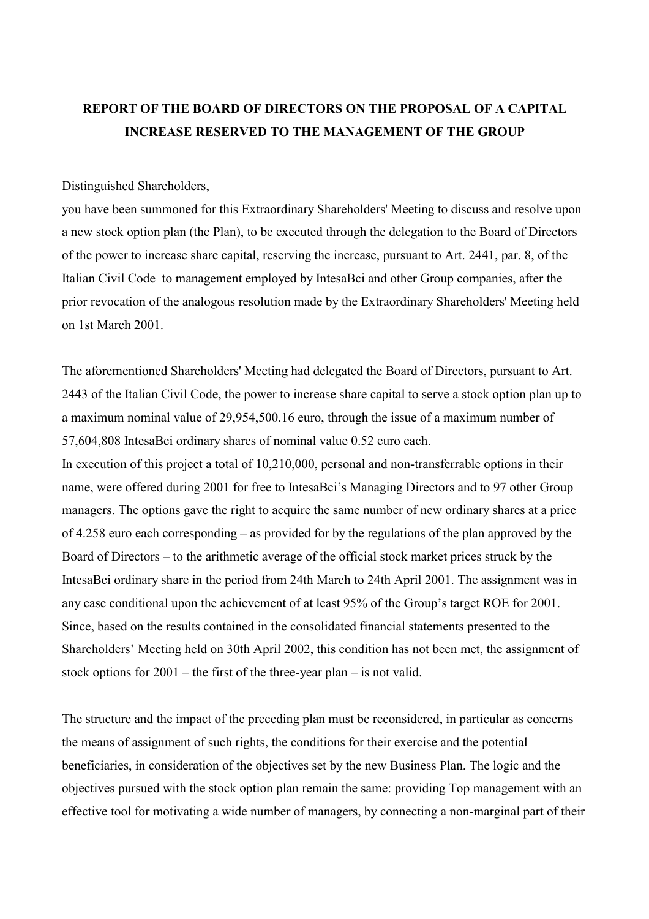# REPORT OF THE BOARD OF DIRECTORS ON THE PROPOSAL OF A CAPITAL INCREASE RESERVED TO THE MANAGEMENT OF THE GROUP

Distinguished Shareholders,

you have been summoned for this Extraordinary Shareholders' Meeting to discuss and resolve upon a new stock option plan (the Plan), to be executed through the delegation to the Board of Directors of the power to increase share capital, reserving the increase, pursuant to Art. 2441, par. 8, of the Italian Civil Code to management employed by IntesaBci and other Group companies, after the prior revocation of the analogous resolution made by the Extraordinary Shareholders' Meeting held on 1st March 2001.

The aforementioned Shareholders' Meeting had delegated the Board of Directors, pursuant to Art. 2443 of the Italian Civil Code, the power to increase share capital to serve a stock option plan up to a maximum nominal value of 29,954,500.16 euro, through the issue of a maximum number of 57,604,808 IntesaBci ordinary shares of nominal value 0.52 euro each.

In execution of this project a total of 10,210,000, personal and non-transferrable options in their name, were offered during 2001 for free to IntesaBci's Managing Directors and to 97 other Group managers. The options gave the right to acquire the same number of new ordinary shares at a price of 4.258 euro each corresponding – as provided for by the regulations of the plan approved by the Board of Directors – to the arithmetic average of the official stock market prices struck by the IntesaBci ordinary share in the period from 24th March to 24th April 2001. The assignment was in any case conditional upon the achievement of at least 95% of the Group's target ROE for 2001. Since, based on the results contained in the consolidated financial statements presented to the Shareholders' Meeting held on 30th April 2002, this condition has not been met, the assignment of stock options for 2001 – the first of the three-year plan – is not valid.

The structure and the impact of the preceding plan must be reconsidered, in particular as concerns the means of assignment of such rights, the conditions for their exercise and the potential beneficiaries, in consideration of the objectives set by the new Business Plan. The logic and the objectives pursued with the stock option plan remain the same: providing Top management with an effective tool for motivating a wide number of managers, by connecting a non-marginal part of their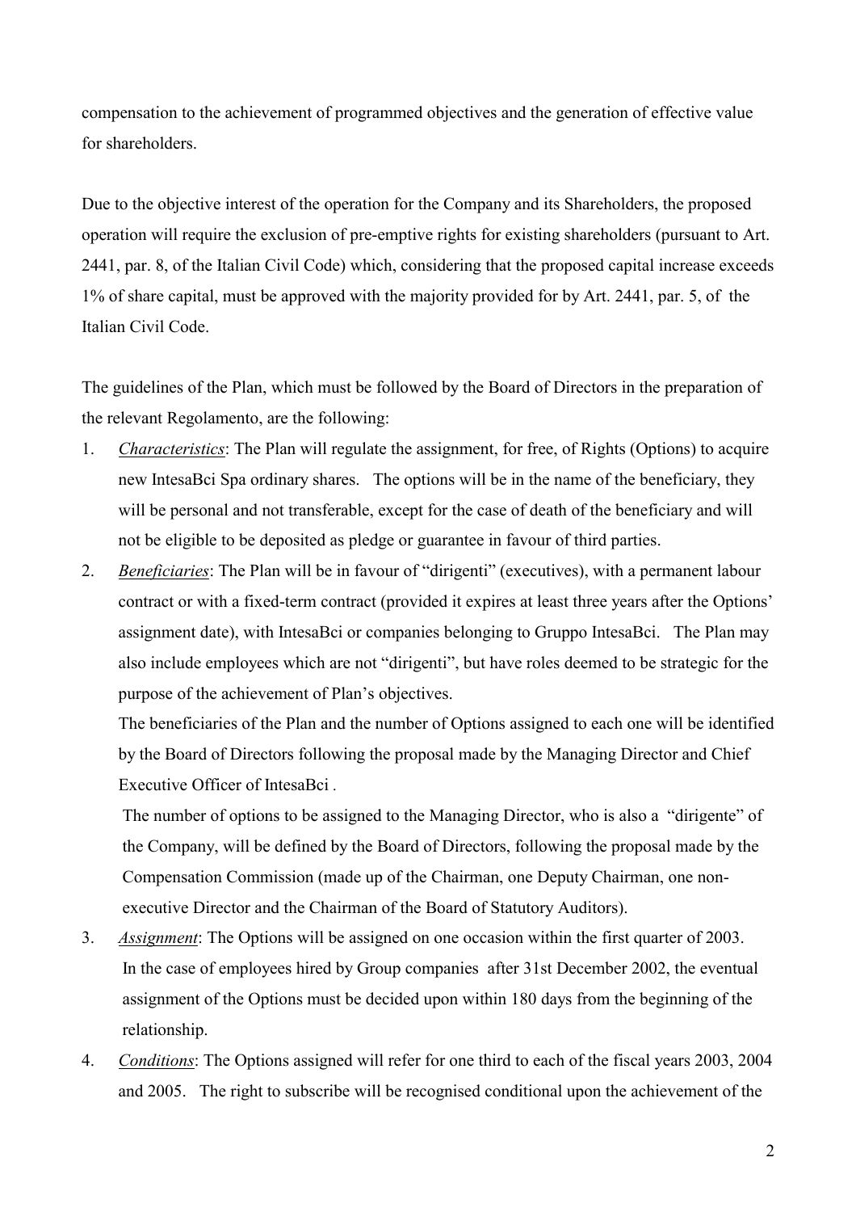compensation to the achievement of programmed objectives and the generation of effective value for shareholders.

Due to the objective interest of the operation for the Company and its Shareholders, the proposed operation will require the exclusion of pre-emptive rights for existing shareholders (pursuant to Art. 2441, par. 8, of the Italian Civil Code) which, considering that the proposed capital increase exceeds 1% of share capital, must be approved with the majority provided for by Art. 2441, par. 5, of the Italian Civil Code.

The guidelines of the Plan, which must be followed by the Board of Directors in the preparation of the relevant Regolamento, are the following:

1. *Characteristics*: The Plan will regulate the assignment, for free, of Rights (Options) to acquire new IntesaBci Spa ordinary shares. The options will be in the name of the beneficiary, they will be personal and not transferable, except for the case of death of the beneficiary and will not be eligible to be deposited as pledge or guarantee in favour of third parties.
2. *Beneficiaries*: The Plan will be in favour of "dirigenti" (executives), with a permanent labour contract or with a fixed-term contract (provided it expires at least three years after the Options' assignment date), with IntesaBci or companies belonging to Gruppo IntesaBci. The Plan may also include employees which are not "dirigenti", but have roles deemed to be strategic for the purpose of the achievement of Plan's objectives.

   The beneficiaries of the Plan and the number of Options assigned to each one will be identified by the Board of Directors following the proposal made by the Managing Director and Chief Executive Officer of IntesaBci .

   The number of options to be assigned to the Managing Director, who is also a "dirigente" of the Company, will be defined by the Board of Directors, following the proposal made by the Compensation Commission (made up of the Chairman, one Deputy Chairman, one non-executive Director and the Chairman of the Board of Statutory Auditors).
3. *Assignment*: The Options will be assigned on one occasion within the first quarter of 2003. In the case of employees hired by Group companies after 31st December 2002, the eventual assignment of the Options must be decided upon within 180 days from the beginning of the relationship.
4. *Conditions*: The Options assigned will refer for one third to each of the fiscal years 2003, 2004 and 2005. The right to subscribe will be recognised conditional upon the achievement of the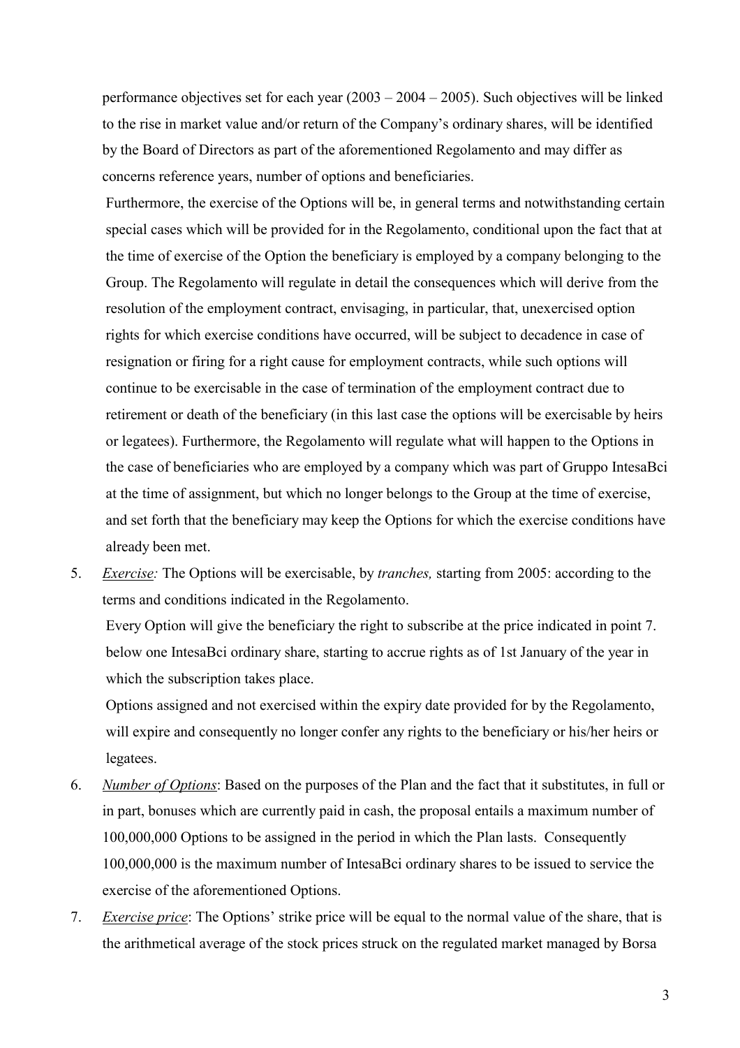performance objectives set for each year (2003 – 2004 – 2005). Such objectives will be linked to the rise in market value and/or return of the Company's ordinary shares, will be identified by the Board of Directors as part of the aforementioned Regolamento and may differ as concerns reference years, number of options and beneficiaries.

Furthermore, the exercise of the Options will be, in general terms and notwithstanding certain special cases which will be provided for in the Regolamento, conditional upon the fact that at the time of exercise of the Option the beneficiary is employed by a company belonging to the Group. The Regolamento will regulate in detail the consequences which will derive from the resolution of the employment contract, envisaging, in particular, that, unexercised option rights for which exercise conditions have occurred, will be subject to decadence in case of resignation or firing for a right cause for employment contracts, while such options will continue to be exercisable in the case of termination of the employment contract due to retirement or death of the beneficiary (in this last case the options will be exercisable by heirs or legatees). Furthermore, the Regolamento will regulate what will happen to the Options in the case of beneficiaries who are employed by a company which was part of Gruppo IntesaBci at the time of assignment, but which no longer belongs to the Group at the time of exercise, and set forth that the beneficiary may keep the Options for which the exercise conditions have already been met.

5. *Exercise:* The Options will be exercisable, by *tranches,* starting from 2005: according to the terms and conditions indicated in the Regolamento.

   Every Option will give the beneficiary the right to subscribe at the price indicated in point 7. below one IntesaBci ordinary share, starting to accrue rights as of 1st January of the year in which the subscription takes place.

   Options assigned and not exercised within the expiry date provided for by the Regolamento, will expire and consequently no longer confer any rights to the beneficiary or his/her heirs or legatees.

6. *Number of Options*: Based on the purposes of the Plan and the fact that it substitutes, in full or in part, bonuses which are currently paid in cash, the proposal entails a maximum number of 100,000,000 Options to be assigned in the period in which the Plan lasts. Consequently 100,000,000 is the maximum number of IntesaBci ordinary shares to be issued to service the exercise of the aforementioned Options.

7. *Exercise price*: The Options' strike price will be equal to the normal value of the share, that is the arithmetical average of the stock prices struck on the regulated market managed by Borsa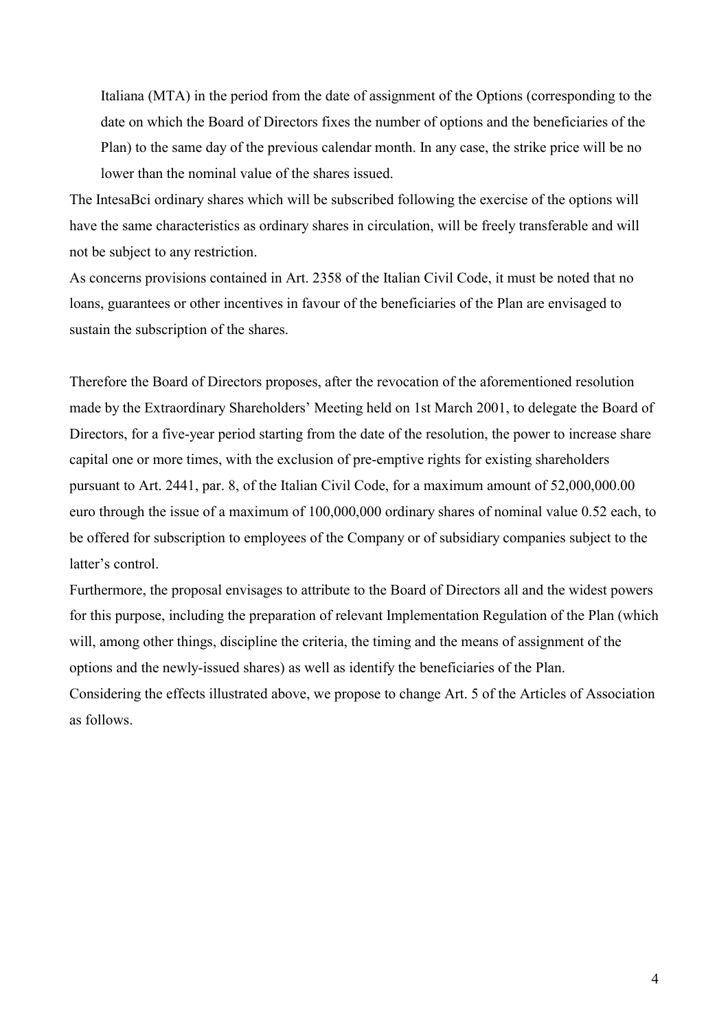Italiana (MTA) in the period from the date of assignment of the Options (corresponding to the date on which the Board of Directors fixes the number of options and the beneficiaries of the Plan) to the same day of the previous calendar month. In any case, the strike price will be no lower than the nominal value of the shares issued.

The IntesaBci ordinary shares which will be subscribed following the exercise of the options will have the same characteristics as ordinary shares in circulation, will be freely transferable and will not be subject to any restriction.

As concerns provisions contained in Art. 2358 of the Italian Civil Code, it must be noted that no loans, guarantees or other incentives in favour of the beneficiaries of the Plan are envisaged to sustain the subscription of the shares.

Therefore the Board of Directors proposes, after the revocation of the aforementioned resolution made by the Extraordinary Shareholders' Meeting held on 1st March 2001, to delegate the Board of Directors, for a five-year period starting from the date of the resolution, the power to increase share capital one or more times, with the exclusion of pre-emptive rights for existing shareholders pursuant to Art. 2441, par. 8, of the Italian Civil Code, for a maximum amount of 52,000,000.00 euro through the issue of a maximum of 100,000,000 ordinary shares of nominal value 0.52 each, to be offered for subscription to employees of the Company or of subsidiary companies subject to the latter's control.

Furthermore, the proposal envisages to attribute to the Board of Directors all and the widest powers for this purpose, including the preparation of relevant Implementation Regulation of the Plan (which will, among other things, discipline the criteria, the timing and the means of assignment of the options and the newly-issued shares) as well as identify the beneficiaries of the Plan.

Considering the effects illustrated above, we propose to change Art. 5 of the Articles of Association as follows.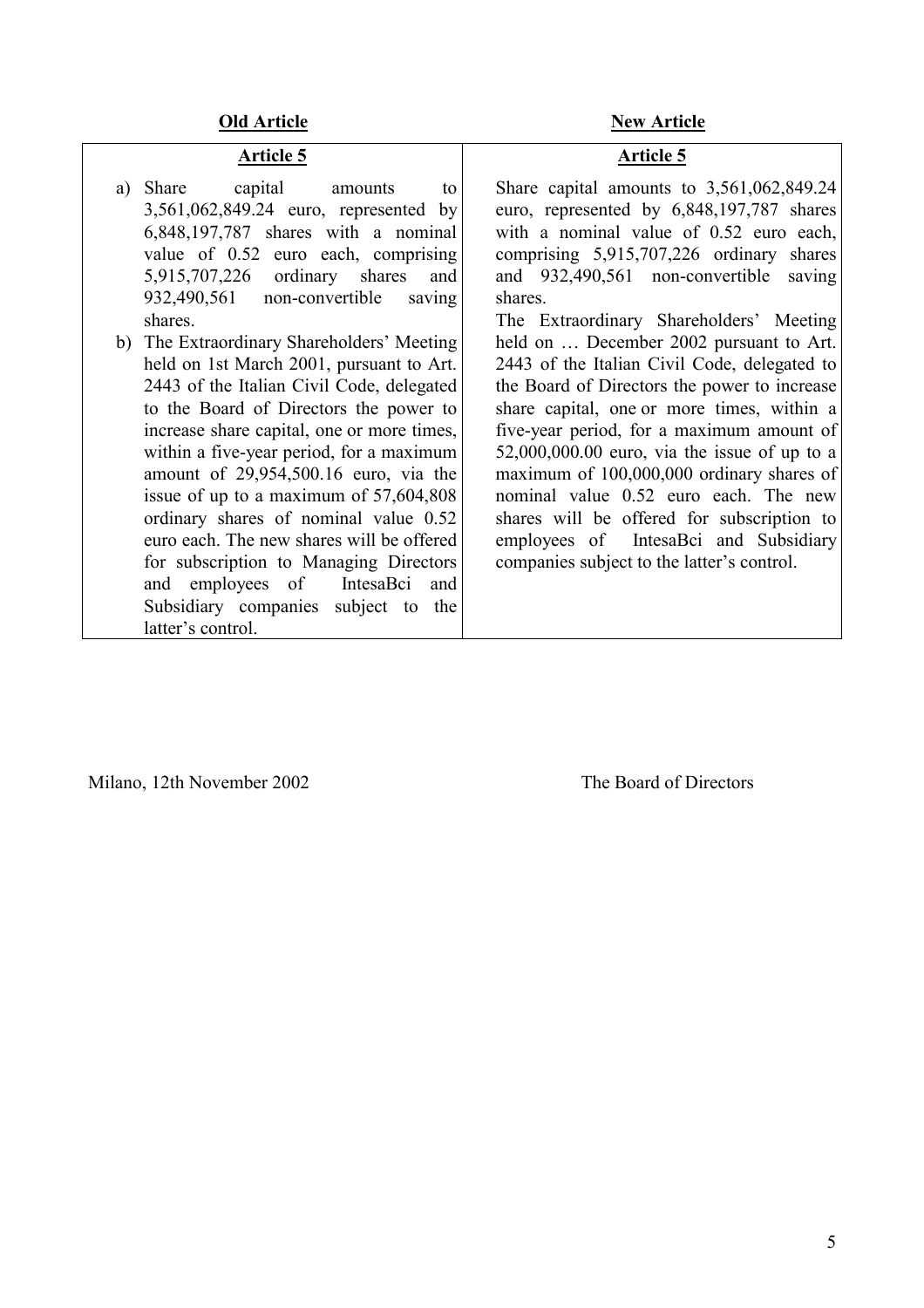| Old Article | New Article |
|---|---|
| **Article 5** | **Article 5** |
| a) Share capital amounts to 3,561,062,849.24 euro, represented by 6,848,197,787 shares with a nominal value of 0.52 euro each, comprising 5,915,707,226 ordinary shares and 932,490,561 non-convertible saving shares.<br>b) The Extraordinary Shareholders' Meeting held on 1st March 2001, pursuant to Art. 2443 of the Italian Civil Code, delegated to the Board of Directors the power to increase share capital, one or more times, within a five-year period, for a maximum amount of 29,954,500.16 euro, via the issue of up to a maximum of 57,604,808 ordinary shares of nominal value 0.52 euro each. The new shares will be offered for subscription to Managing Directors and employees of IntesaBci and Subsidiary companies subject to the latter's control. | Share capital amounts to 3,561,062,849.24 euro, represented by 6,848,197,787 shares with a nominal value of 0.52 euro each, comprising 5,915,707,226 ordinary shares and 932,490,561 non-convertible saving shares.<br>The Extraordinary Shareholders' Meeting held on … December 2002 pursuant to Art. 2443 of the Italian Civil Code, delegated to the Board of Directors the power to increase share capital, one or more times, within a five-year period, for a maximum amount of 52,000,000.00 euro, via the issue of up to a maximum of 100,000,000 ordinary shares of nominal value 0.52 euro each. The new shares will be offered for subscription to employees of IntesaBci and Subsidiary companies subject to the latter's control. |

Milano, 12th November 2002

The Board of Directors